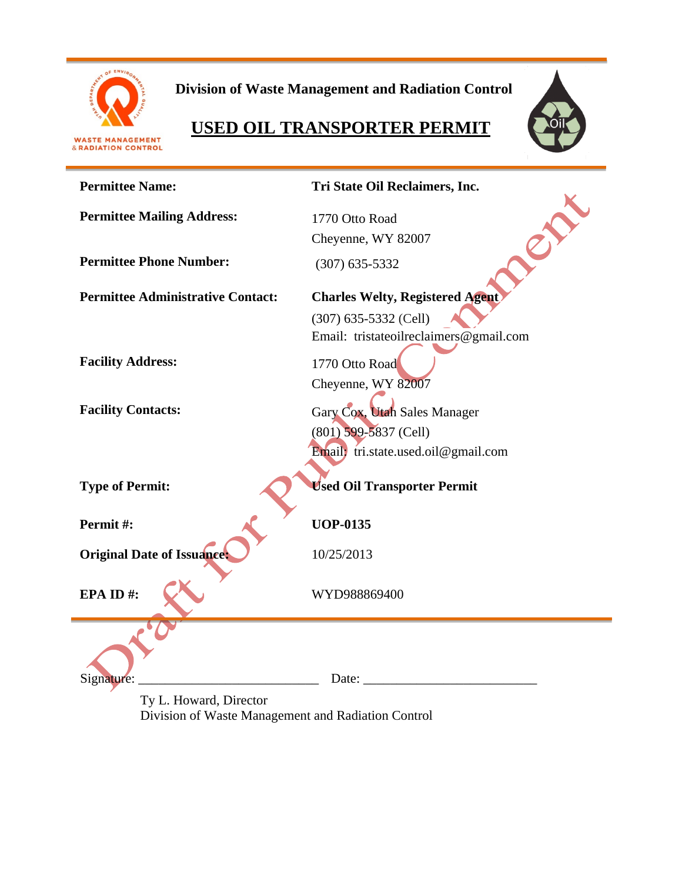**Division of Waste Management and Radiation Control**

# USED OIL TRANSPORTER PERMIT

| | |
|---|---|
| **Permittee Name:** | **Tri State Oil Reclaimers, Inc.** |
| **Permittee Mailing Address:** | 1770 Otto Road<br>Cheyenne, WY 82007 |
| **Permittee Phone Number:** | (307) 635-5332 |
| **Permittee Administrative Contact:** | **Charles Welty, Registered Agent**<br>(307) 635-5332 (Cell)<br>Email: tristateoilreclaimers@gmail.com |
| **Facility Address:** | 1770 Otto Road<br>Cheyenne, WY 82007 |
| **Facility Contacts:** | Gary Cox, Utah Sales Manager<br>(801) 599-5837 (Cell)<br>Email: tri.state.used.oil@gmail.com |
| **Type of Permit:** | **Used Oil Transporter Permit** |
| **Permit #:** | **UOP-0135** |
| **Original Date of Issuance:** | 10/25/2013 |
| **EPA ID #:** | WYD988869400 |

Draft for Public Comment

Signature: ___________________________ Date: __________________________

Ty L. Howard, Director
Division of Waste Management and Radiation Control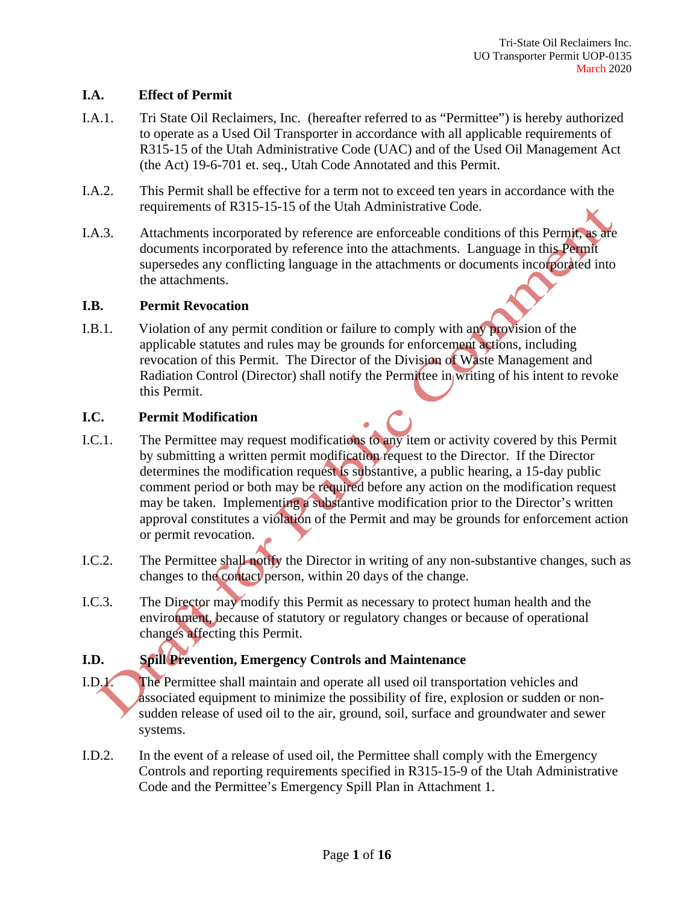## I.A. Effect of Permit

I.A.1. Tri State Oil Reclaimers, Inc. (hereafter referred to as "Permittee") is hereby authorized to operate as a Used Oil Transporter in accordance with all applicable requirements of R315-15 of the Utah Administrative Code (UAC) and of the Used Oil Management Act (the Act) 19-6-701 et. seq., Utah Code Annotated and this Permit.

I.A.2. This Permit shall be effective for a term not to exceed ten years in accordance with the requirements of R315-15-15 of the Utah Administrative Code.

I.A.3. Attachments incorporated by reference are enforceable conditions of this Permit, as are documents incorporated by reference into the attachments. Language in this Permit supersedes any conflicting language in the attachments or documents incorporated into the attachments.

## I.B. Permit Revocation

I.B.1. Violation of any permit condition or failure to comply with any provision of the applicable statutes and rules may be grounds for enforcement actions, including revocation of this Permit. The Director of the Division of Waste Management and Radiation Control (Director) shall notify the Permittee in writing of his intent to revoke this Permit.

## I.C. Permit Modification

I.C.1. The Permittee may request modifications to any item or activity covered by this Permit by submitting a written permit modification request to the Director. If the Director determines the modification request is substantive, a public hearing, a 15-day public comment period or both may be required before any action on the modification request may be taken. Implementing a substantive modification prior to the Director's written approval constitutes a violation of the Permit and may be grounds for enforcement action or permit revocation.

I.C.2. The Permittee shall notify the Director in writing of any non-substantive changes, such as changes to the contact person, within 20 days of the change.

I.C.3. The Director may modify this Permit as necessary to protect human health and the environment, because of statutory or regulatory changes or because of operational changes affecting this Permit.

## I.D. Spill Prevention, Emergency Controls and Maintenance

I.D.1. The Permittee shall maintain and operate all used oil transportation vehicles and associated equipment to minimize the possibility of fire, explosion or sudden or non-sudden release of used oil to the air, ground, soil, surface and groundwater and sewer systems.

I.D.2. In the event of a release of used oil, the Permittee shall comply with the Emergency Controls and reporting requirements specified in R315-15-9 of the Utah Administrative Code and the Permittee's Emergency Spill Plan in Attachment 1.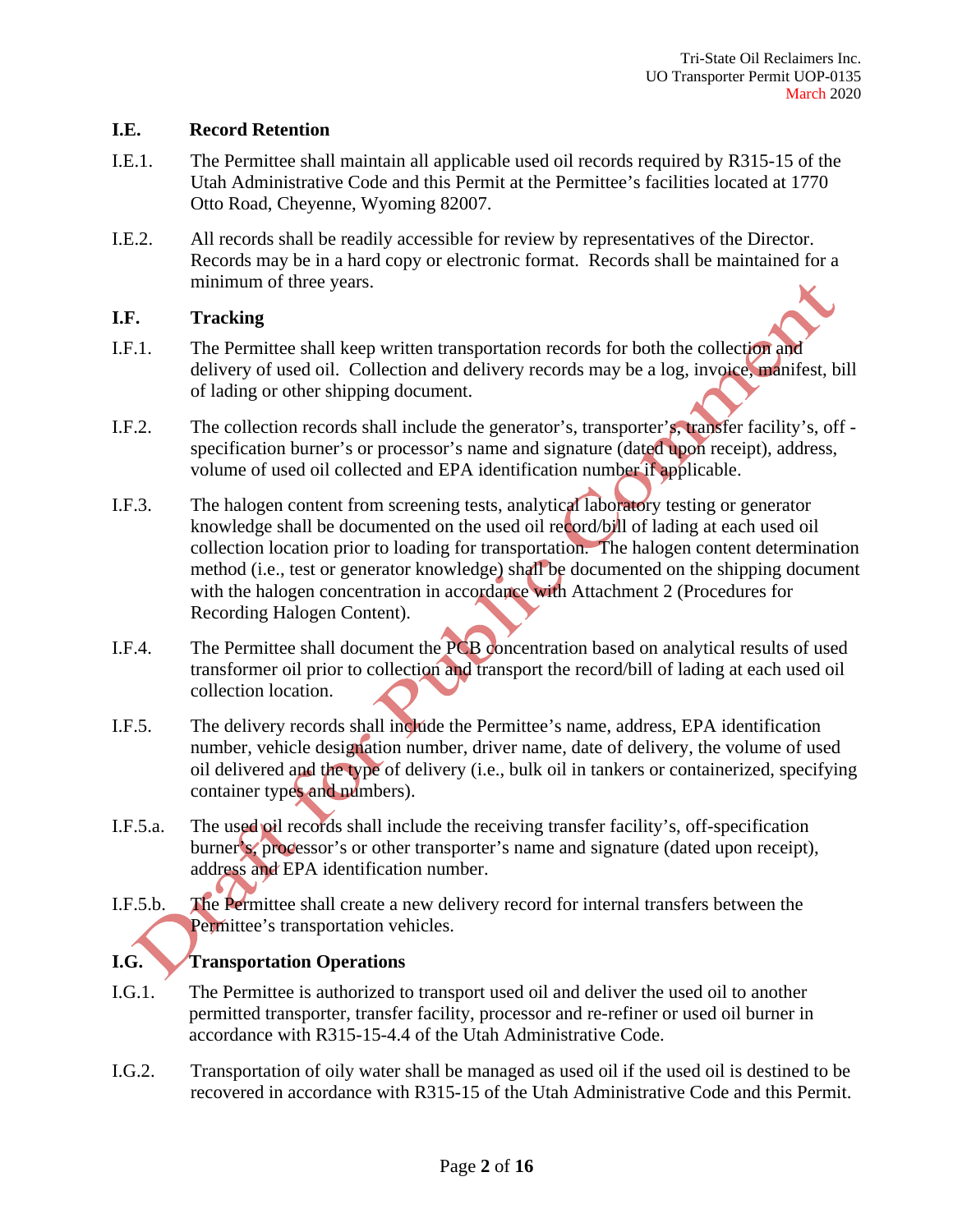## I.E. Record Retention

I.E.1. The Permittee shall maintain all applicable used oil records required by R315-15 of the Utah Administrative Code and this Permit at the Permittee's facilities located at 1770 Otto Road, Cheyenne, Wyoming 82007.

I.E.2. All records shall be readily accessible for review by representatives of the Director. Records may be in a hard copy or electronic format. Records shall be maintained for a minimum of three years.

## I.F. Tracking

I.F.1. The Permittee shall keep written transportation records for both the collection and delivery of used oil. Collection and delivery records may be a log, invoice, manifest, bill of lading or other shipping document.

I.F.2. The collection records shall include the generator's, transporter's, transfer facility's, off - specification burner's or processor's name and signature (dated upon receipt), address, volume of used oil collected and EPA identification number if applicable.

I.F.3. The halogen content from screening tests, analytical laboratory testing or generator knowledge shall be documented on the used oil record/bill of lading at each used oil collection location prior to loading for transportation. The halogen content determination method (i.e., test or generator knowledge) shall be documented on the shipping document with the halogen concentration in accordance with Attachment 2 (Procedures for Recording Halogen Content).

I.F.4. The Permittee shall document the PCB concentration based on analytical results of used transformer oil prior to collection and transport the record/bill of lading at each used oil collection location.

I.F.5. The delivery records shall include the Permittee's name, address, EPA identification number, vehicle designation number, driver name, date of delivery, the volume of used oil delivered and the type of delivery (i.e., bulk oil in tankers or containerized, specifying container types and numbers).

I.F.5.a. The used oil records shall include the receiving transfer facility's, off-specification burner's, processor's or other transporter's name and signature (dated upon receipt), address and EPA identification number.

I.F.5.b. The Permittee shall create a new delivery record for internal transfers between the Permittee's transportation vehicles.

## I.G. Transportation Operations

I.G.1. The Permittee is authorized to transport used oil and deliver the used oil to another permitted transporter, transfer facility, processor and re-refiner or used oil burner in accordance with R315-15-4.4 of the Utah Administrative Code.

I.G.2. Transportation of oily water shall be managed as used oil if the used oil is destined to be recovered in accordance with R315-15 of the Utah Administrative Code and this Permit.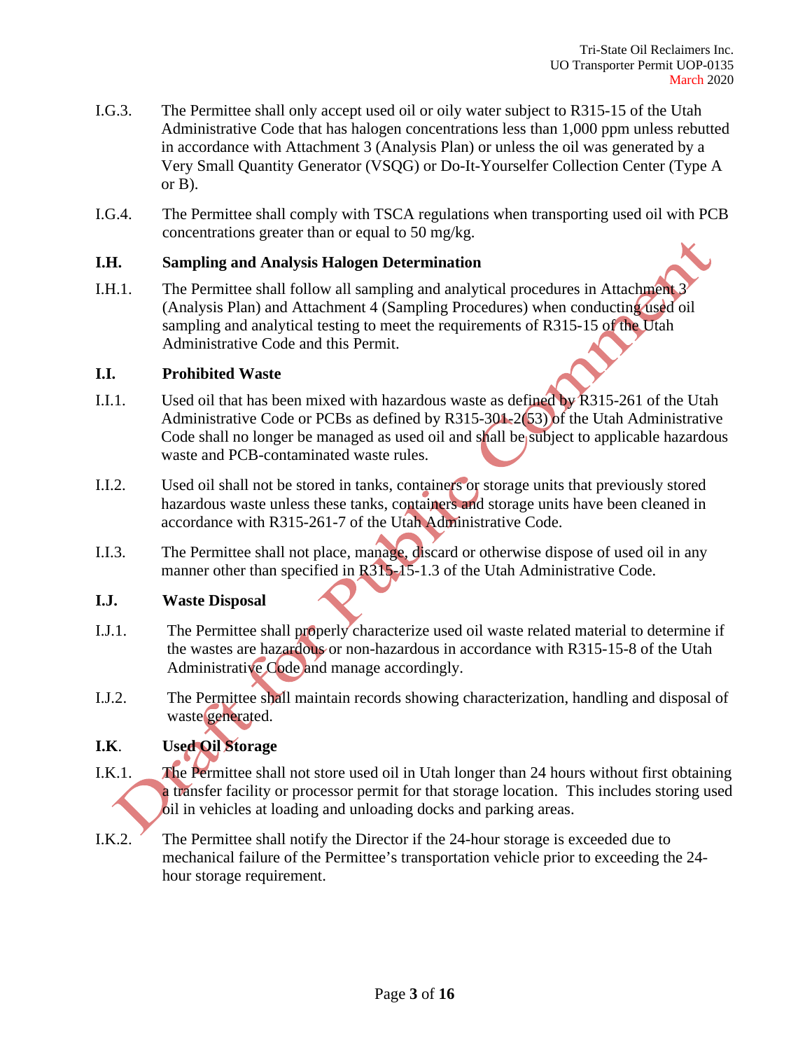I.G.3. The Permittee shall only accept used oil or oily water subject to R315-15 of the Utah Administrative Code that has halogen concentrations less than 1,000 ppm unless rebutted in accordance with Attachment 3 (Analysis Plan) or unless the oil was generated by a Very Small Quantity Generator (VSQG) or Do-It-Yourselfer Collection Center (Type A or B).

I.G.4. The Permittee shall comply with TSCA regulations when transporting used oil with PCB concentrations greater than or equal to 50 mg/kg.

### I.H. Sampling and Analysis Halogen Determination

I.H.1. The Permittee shall follow all sampling and analytical procedures in Attachment 3 (Analysis Plan) and Attachment 4 (Sampling Procedures) when conducting used oil sampling and analytical testing to meet the requirements of R315-15 of the Utah Administrative Code and this Permit.

### I.I. Prohibited Waste

I.I.1. Used oil that has been mixed with hazardous waste as defined by R315-261 of the Utah Administrative Code or PCBs as defined by R315-301-2(53) of the Utah Administrative Code shall no longer be managed as used oil and shall be subject to applicable hazardous waste and PCB-contaminated waste rules.

I.I.2. Used oil shall not be stored in tanks, containers or storage units that previously stored hazardous waste unless these tanks, containers and storage units have been cleaned in accordance with R315-261-7 of the Utah Administrative Code.

I.I.3. The Permittee shall not place, manage, discard or otherwise dispose of used oil in any manner other than specified in R315-15-1.3 of the Utah Administrative Code.

### I.J. Waste Disposal

I.J.1. The Permittee shall properly characterize used oil waste related material to determine if the wastes are hazardous or non-hazardous in accordance with R315-15-8 of the Utah Administrative Code and manage accordingly.

I.J.2. The Permittee shall maintain records showing characterization, handling and disposal of waste generated.

### I.K. Used Oil Storage

I.K.1. The Permittee shall not store used oil in Utah longer than 24 hours without first obtaining a transfer facility or processor permit for that storage location. This includes storing used oil in vehicles at loading and unloading docks and parking areas.

I.K.2. The Permittee shall notify the Director if the 24-hour storage is exceeded due to mechanical failure of the Permittee's transportation vehicle prior to exceeding the 24-hour storage requirement.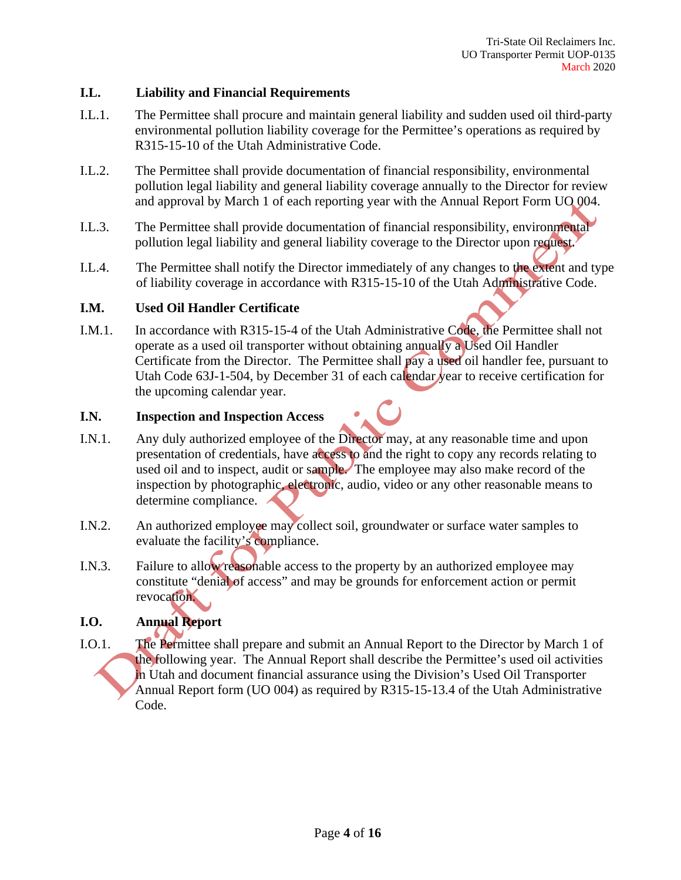### I.L. Liability and Financial Requirements

I.L.1. The Permittee shall procure and maintain general liability and sudden used oil third-party environmental pollution liability coverage for the Permittee's operations as required by R315-15-10 of the Utah Administrative Code.

I.L.2. The Permittee shall provide documentation of financial responsibility, environmental pollution legal liability and general liability coverage annually to the Director for review and approval by March 1 of each reporting year with the Annual Report Form UO 004.

I.L.3. The Permittee shall provide documentation of financial responsibility, environmental pollution legal liability and general liability coverage to the Director upon request.

I.L.4. The Permittee shall notify the Director immediately of any changes to the extent and type of liability coverage in accordance with R315-15-10 of the Utah Administrative Code.

### I.M. Used Oil Handler Certificate

I.M.1. In accordance with R315-15-4 of the Utah Administrative Code, the Permittee shall not operate as a used oil transporter without obtaining annually a Used Oil Handler Certificate from the Director. The Permittee shall pay a used oil handler fee, pursuant to Utah Code 63J-1-504, by December 31 of each calendar year to receive certification for the upcoming calendar year.

### I.N. Inspection and Inspection Access

I.N.1. Any duly authorized employee of the Director may, at any reasonable time and upon presentation of credentials, have access to and the right to copy any records relating to used oil and to inspect, audit or sample. The employee may also make record of the inspection by photographic, electronic, audio, video or any other reasonable means to determine compliance.

I.N.2. An authorized employee may collect soil, groundwater or surface water samples to evaluate the facility's compliance.

I.N.3. Failure to allow reasonable access to the property by an authorized employee may constitute "denial of access" and may be grounds for enforcement action or permit revocation.

### I.O. Annual Report

I.O.1. The Permittee shall prepare and submit an Annual Report to the Director by March 1 of the following year. The Annual Report shall describe the Permittee's used oil activities in Utah and document financial assurance using the Division's Used Oil Transporter Annual Report form (UO 004) as required by R315-15-13.4 of the Utah Administrative Code.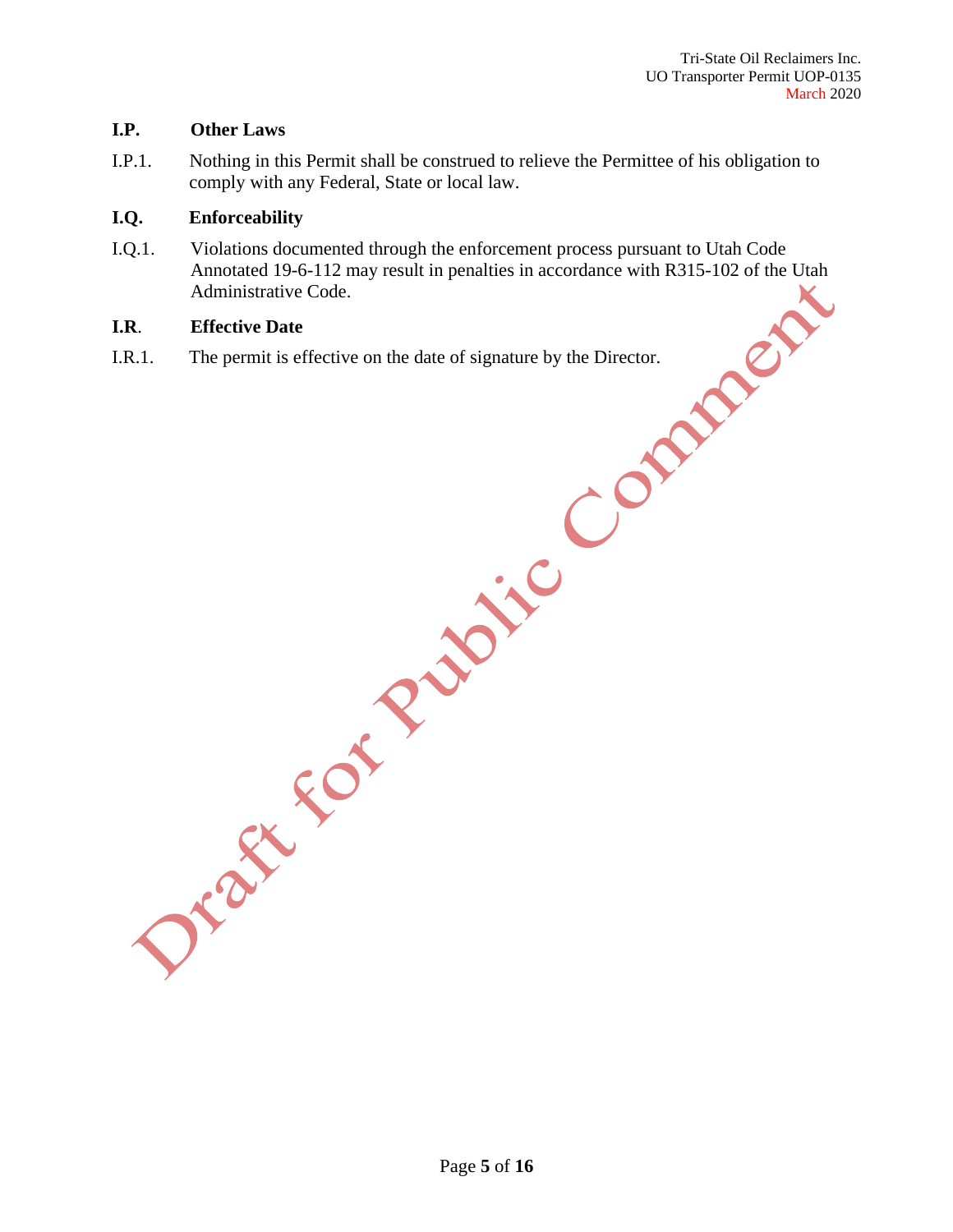### I.P. Other Laws

I.P.1. Nothing in this Permit shall be construed to relieve the Permittee of his obligation to comply with any Federal, State or local law.

### I.Q. Enforceability

I.Q.1. Violations documented through the enforcement process pursuant to Utah Code Annotated 19-6-112 may result in penalties in accordance with R315-102 of the Utah Administrative Code.

### I.R. Effective Date

I.R.1. The permit is effective on the date of signature by the Director.

Draft for Public Comment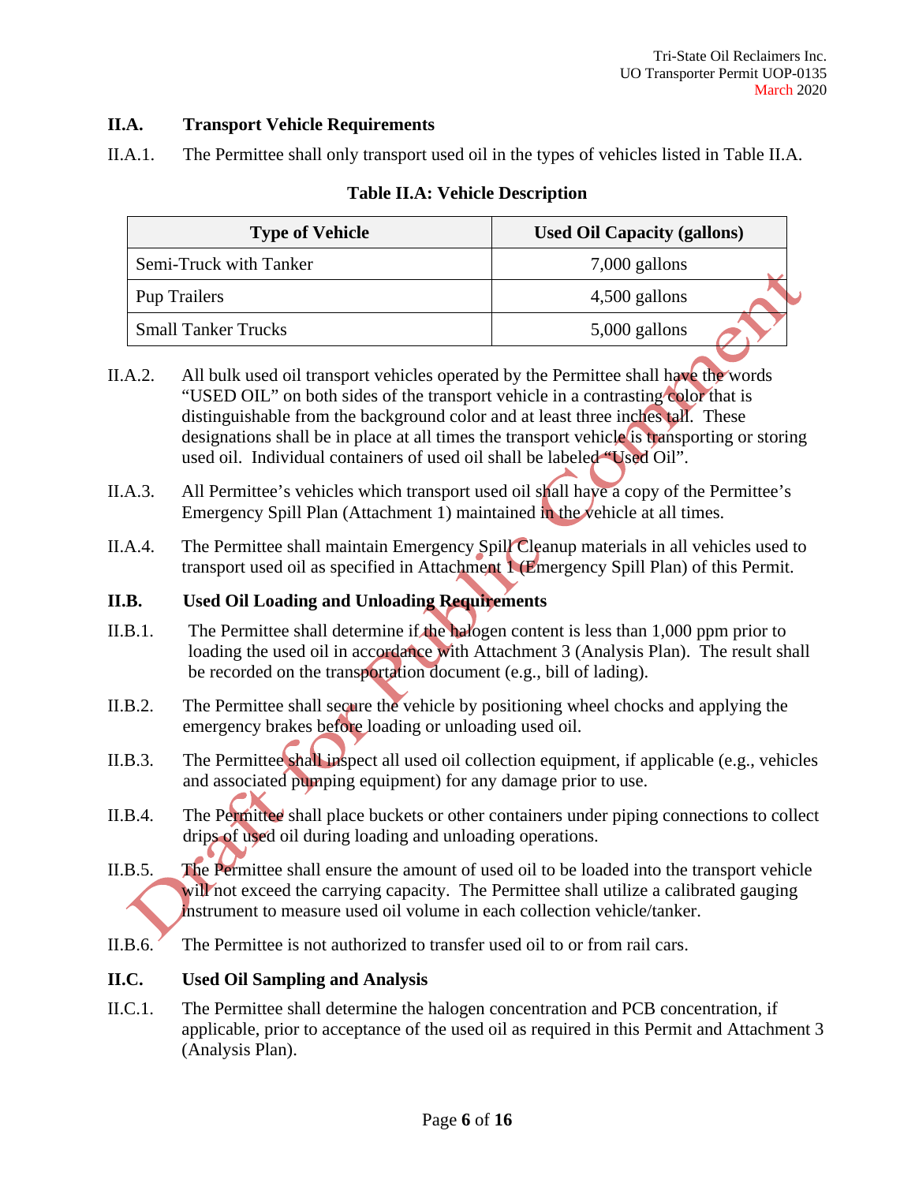## II.A. Transport Vehicle Requirements

II.A.1. The Permittee shall only transport used oil in the types of vehicles listed in Table II.A.

**Table II.A: Vehicle Description**

| Type of Vehicle | Used Oil Capacity (gallons) |
|---|---|
| Semi-Truck with Tanker | 7,000 gallons |
| Pup Trailers | 4,500 gallons |
| Small Tanker Trucks | 5,000 gallons |

II.A.2. All bulk used oil transport vehicles operated by the Permittee shall have the words "USED OIL" on both sides of the transport vehicle in a contrasting color that is distinguishable from the background color and at least three inches tall. These designations shall be in place at all times the transport vehicle is transporting or storing used oil. Individual containers of used oil shall be labeled "Used Oil".

II.A.3. All Permittee's vehicles which transport used oil shall have a copy of the Permittee's Emergency Spill Plan (Attachment 1) maintained in the vehicle at all times.

II.A.4. The Permittee shall maintain Emergency Spill Cleanup materials in all vehicles used to transport used oil as specified in Attachment 1 (Emergency Spill Plan) of this Permit.

## II.B. Used Oil Loading and Unloading Requirements

II.B.1. The Permittee shall determine if the halogen content is less than 1,000 ppm prior to loading the used oil in accordance with Attachment 3 (Analysis Plan). The result shall be recorded on the transportation document (e.g., bill of lading).

II.B.2. The Permittee shall secure the vehicle by positioning wheel chocks and applying the emergency brakes before loading or unloading used oil.

II.B.3. The Permittee shall inspect all used oil collection equipment, if applicable (e.g., vehicles and associated pumping equipment) for any damage prior to use.

II.B.4. The Permittee shall place buckets or other containers under piping connections to collect drips of used oil during loading and unloading operations.

II.B.5. The Permittee shall ensure the amount of used oil to be loaded into the transport vehicle will not exceed the carrying capacity. The Permittee shall utilize a calibrated gauging instrument to measure used oil volume in each collection vehicle/tanker.

II.B.6. The Permittee is not authorized to transfer used oil to or from rail cars.

## II.C. Used Oil Sampling and Analysis

II.C.1. The Permittee shall determine the halogen concentration and PCB concentration, if applicable, prior to acceptance of the used oil as required in this Permit and Attachment 3 (Analysis Plan).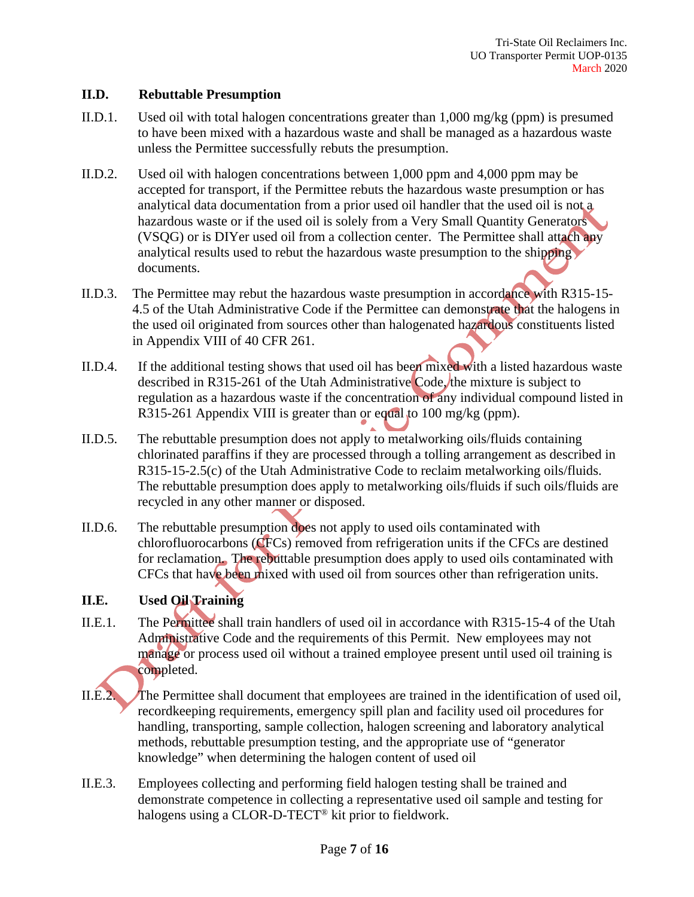### II.D. Rebuttable Presumption

II.D.1. Used oil with total halogen concentrations greater than 1,000 mg/kg (ppm) is presumed to have been mixed with a hazardous waste and shall be managed as a hazardous waste unless the Permittee successfully rebuts the presumption.

II.D.2. Used oil with halogen concentrations between 1,000 ppm and 4,000 ppm may be accepted for transport, if the Permittee rebuts the hazardous waste presumption or has analytical data documentation from a prior used oil handler that the used oil is not a hazardous waste or if the used oil is solely from a Very Small Quantity Generators (VSQG) or is DIYer used oil from a collection center. The Permittee shall attach any analytical results used to rebut the hazardous waste presumption to the shipping documents.

II.D.3. The Permittee may rebut the hazardous waste presumption in accordance with R315-15-4.5 of the Utah Administrative Code if the Permittee can demonstrate that the halogens in the used oil originated from sources other than halogenated hazardous constituents listed in Appendix VIII of 40 CFR 261.

II.D.4. If the additional testing shows that used oil has been mixed with a listed hazardous waste described in R315-261 of the Utah Administrative Code, the mixture is subject to regulation as a hazardous waste if the concentration of any individual compound listed in R315-261 Appendix VIII is greater than or equal to 100 mg/kg (ppm).

II.D.5. The rebuttable presumption does not apply to metalworking oils/fluids containing chlorinated paraffins if they are processed through a tolling arrangement as described in R315-15-2.5(c) of the Utah Administrative Code to reclaim metalworking oils/fluids. The rebuttable presumption does apply to metalworking oils/fluids if such oils/fluids are recycled in any other manner or disposed.

II.D.6. The rebuttable presumption does not apply to used oils contaminated with chlorofluorocarbons (CFCs) removed from refrigeration units if the CFCs are destined for reclamation. The rebuttable presumption does apply to used oils contaminated with CFCs that have been mixed with used oil from sources other than refrigeration units.

### II.E. Used Oil Training

II.E.1. The Permittee shall train handlers of used oil in accordance with R315-15-4 of the Utah Administrative Code and the requirements of this Permit. New employees may not manage or process used oil without a trained employee present until used oil training is completed.

II.E.2. The Permittee shall document that employees are trained in the identification of used oil, recordkeeping requirements, emergency spill plan and facility used oil procedures for handling, transporting, sample collection, halogen screening and laboratory analytical methods, rebuttable presumption testing, and the appropriate use of "generator knowledge" when determining the halogen content of used oil

II.E.3. Employees collecting and performing field halogen testing shall be trained and demonstrate competence in collecting a representative used oil sample and testing for halogens using a CLOR-D-TECT® kit prior to fieldwork.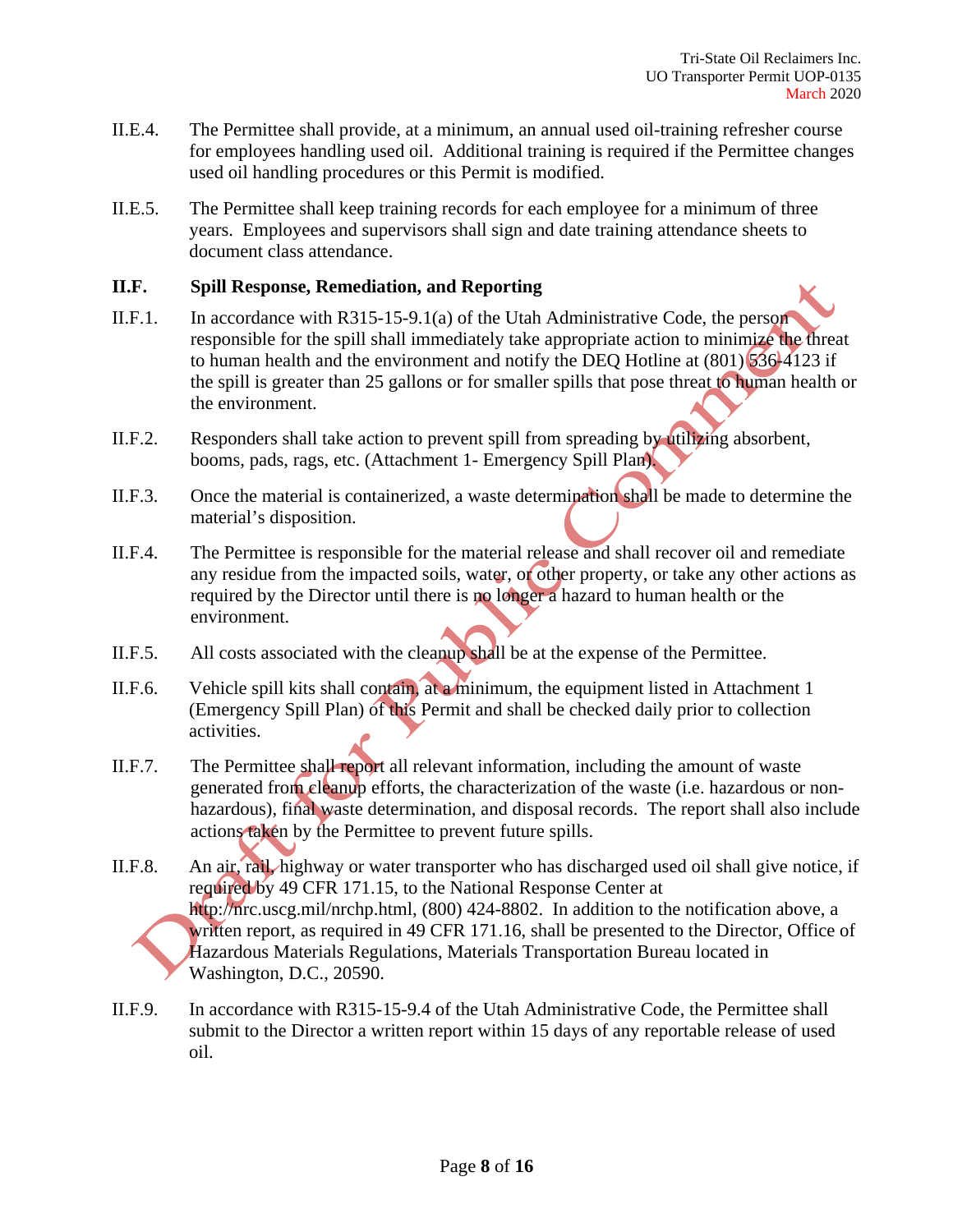II.E.4. The Permittee shall provide, at a minimum, an annual used oil-training refresher course for employees handling used oil. Additional training is required if the Permittee changes used oil handling procedures or this Permit is modified.

II.E.5. The Permittee shall keep training records for each employee for a minimum of three years. Employees and supervisors shall sign and date training attendance sheets to document class attendance.

**II.F. Spill Response, Remediation, and Reporting**

II.F.1. In accordance with R315-15-9.1(a) of the Utah Administrative Code, the person responsible for the spill shall immediately take appropriate action to minimize the threat to human health and the environment and notify the DEQ Hotline at (801) 536-4123 if the spill is greater than 25 gallons or for smaller spills that pose threat to human health or the environment.

II.F.2. Responders shall take action to prevent spill from spreading by utilizing absorbent, booms, pads, rags, etc. (Attachment 1- Emergency Spill Plan).

II.F.3. Once the material is containerized, a waste determination shall be made to determine the material's disposition.

II.F.4. The Permittee is responsible for the material release and shall recover oil and remediate any residue from the impacted soils, water, or other property, or take any other actions as required by the Director until there is no longer a hazard to human health or the environment.

II.F.5. All costs associated with the cleanup shall be at the expense of the Permittee.

II.F.6. Vehicle spill kits shall contain, at a minimum, the equipment listed in Attachment 1 (Emergency Spill Plan) of this Permit and shall be checked daily prior to collection activities.

II.F.7. The Permittee shall report all relevant information, including the amount of waste generated from cleanup efforts, the characterization of the waste (i.e. hazardous or non-hazardous), final waste determination, and disposal records. The report shall also include actions taken by the Permittee to prevent future spills.

II.F.8. An air, rail, highway or water transporter who has discharged used oil shall give notice, if required by 49 CFR 171.15, to the National Response Center at http://nrc.uscg.mil/nrchp.html, (800) 424-8802. In addition to the notification above, a written report, as required in 49 CFR 171.16, shall be presented to the Director, Office of Hazardous Materials Regulations, Materials Transportation Bureau located in Washington, D.C., 20590.

II.F.9. In accordance with R315-15-9.4 of the Utah Administrative Code, the Permittee shall submit to the Director a written report within 15 days of any reportable release of used oil.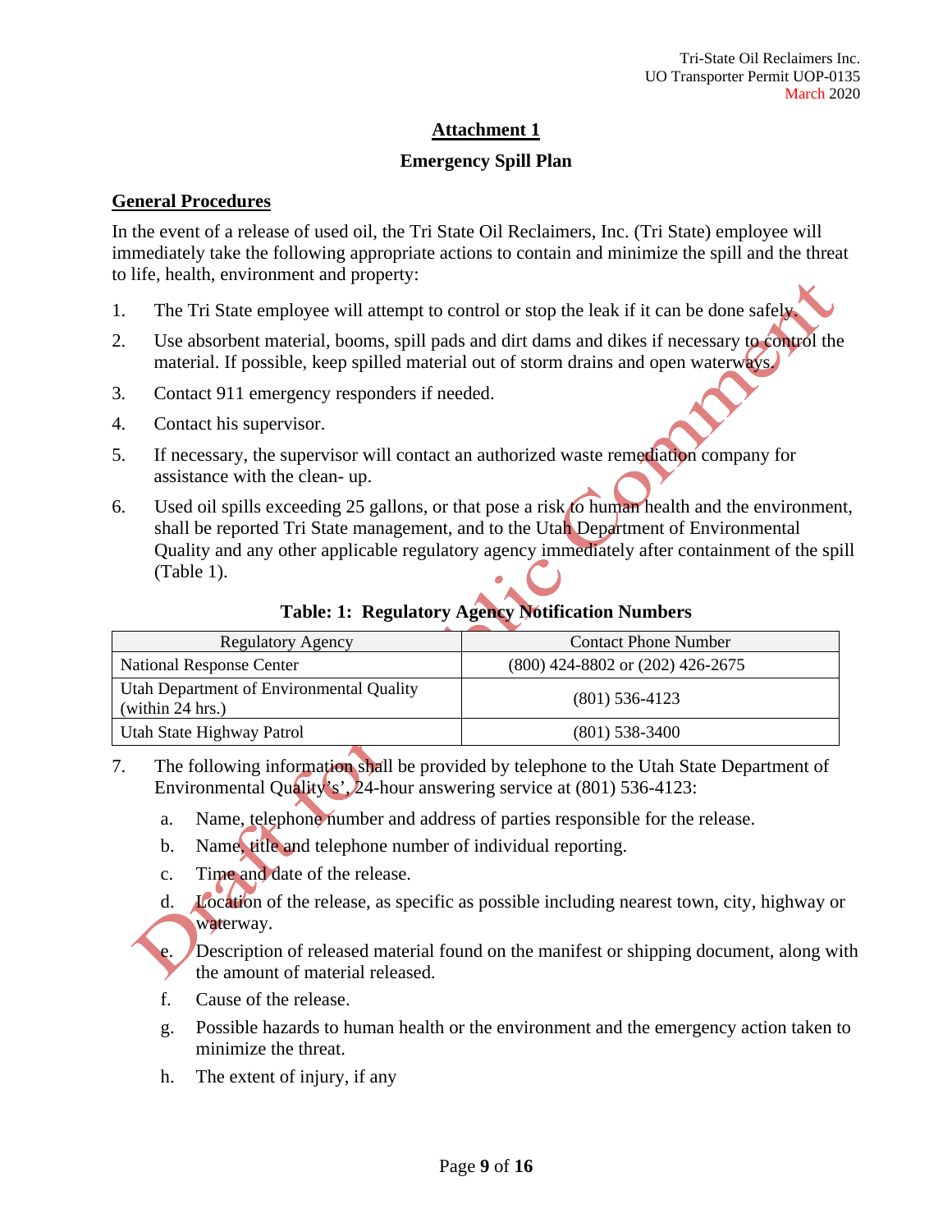## Attachment 1

### Emergency Spill Plan

**General Procedures**

In the event of a release of used oil, the Tri State Oil Reclaimers, Inc. (Tri State) employee will immediately take the following appropriate actions to contain and minimize the spill and the threat to life, health, environment and property:

1. The Tri State employee will attempt to control or stop the leak if it can be done safely.
2. Use absorbent material, booms, spill pads and dirt dams and dikes if necessary to control the material. If possible, keep spilled material out of storm drains and open waterways.
3. Contact 911 emergency responders if needed.
4. Contact his supervisor.
5. If necessary, the supervisor will contact an authorized waste remediation company for assistance with the clean- up.
6. Used oil spills exceeding 25 gallons, or that pose a risk to human health and the environment, shall be reported Tri State management, and to the Utah Department of Environmental Quality and any other applicable regulatory agency immediately after containment of the spill (Table 1).

**Table: 1: Regulatory Agency Notification Numbers**

| Regulatory Agency | Contact Phone Number |
|---|---|
| National Response Center | (800) 424-8802 or (202) 426-2675 |
| Utah Department of Environmental Quality (within 24 hrs.) | (801) 536-4123 |
| Utah State Highway Patrol | (801) 538-3400 |

7. The following information shall be provided by telephone to the Utah State Department of Environmental Quality's', 24-hour answering service at (801) 536-4123:
   a. Name, telephone number and address of parties responsible for the release.
   b. Name, title and telephone number of individual reporting.
   c. Time and date of the release.
   d. Location of the release, as specific as possible including nearest town, city, highway or waterway.
   e. Description of released material found on the manifest or shipping document, along with the amount of material released.
   f. Cause of the release.
   g. Possible hazards to human health or the environment and the emergency action taken to minimize the threat.
   h. The extent of injury, if any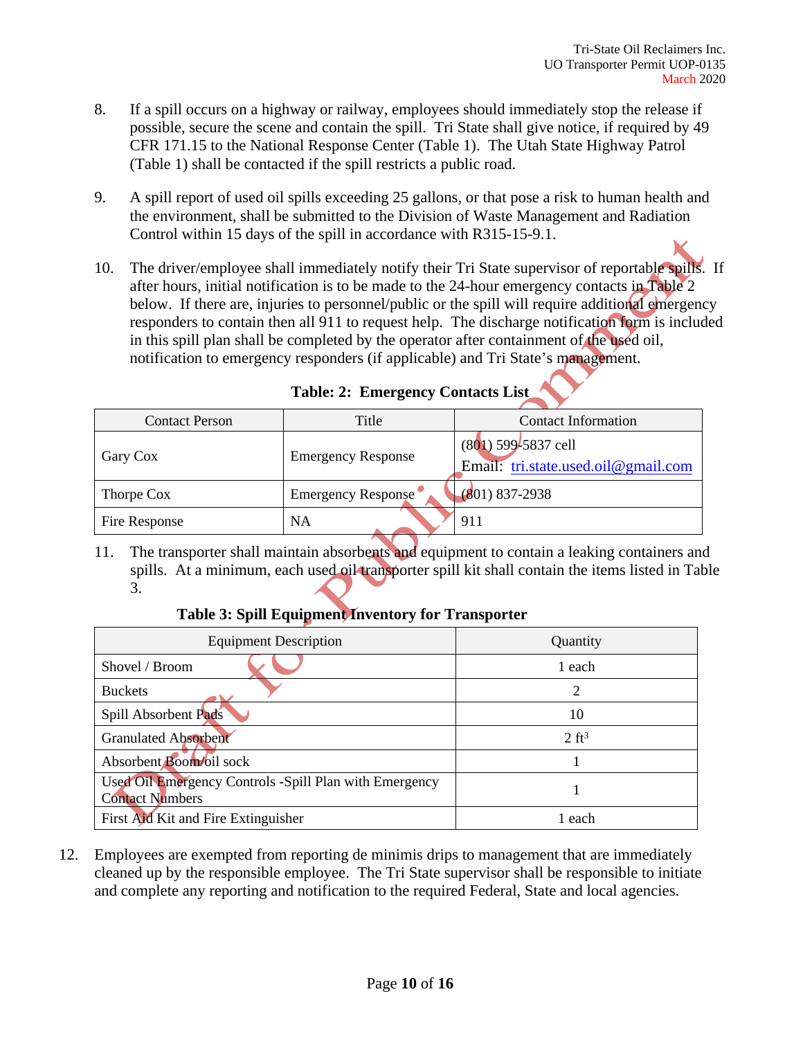8. If a spill occurs on a highway or railway, employees should immediately stop the release if possible, secure the scene and contain the spill. Tri State shall give notice, if required by 49 CFR 171.15 to the National Response Center (Table 1). The Utah State Highway Patrol (Table 1) shall be contacted if the spill restricts a public road.

9. A spill report of used oil spills exceeding 25 gallons, or that pose a risk to human health and the environment, shall be submitted to the Division of Waste Management and Radiation Control within 15 days of the spill in accordance with R315-15-9.1.

10. The driver/employee shall immediately notify their Tri State supervisor of reportable spills. If after hours, initial notification is to be made to the 24-hour emergency contacts in Table 2 below. If there are, injuries to personnel/public or the spill will require additional emergency responders to contain then all 911 to request help. The discharge notification form is included in this spill plan shall be completed by the operator after containment of the used oil, notification to emergency responders (if applicable) and Tri State's management.

**Table: 2: Emergency Contacts List**

| Contact Person | Title | Contact Information |
|---|---|---|
| Gary Cox | Emergency Response | (801) 599-5837 cell<br>Email: tri.state.used.oil@gmail.com |
| Thorpe Cox | Emergency Response | (801) 837-2938 |
| Fire Response | NA | 911 |

11. The transporter shall maintain absorbents and equipment to contain a leaking containers and spills. At a minimum, each used oil transporter spill kit shall contain the items listed in Table 3.

**Table 3: Spill Equipment Inventory for Transporter**

| Equipment Description | Quantity |
|---|---|
| Shovel / Broom | 1 each |
| Buckets | 2 |
| Spill Absorbent Pads | 10 |
| Granulated Absorbent | 2 $ft^3$ |
| Absorbent Boom/oil sock | 1 |
| Used Oil Emergency Controls -Spill Plan with Emergency Contact Numbers | 1 |
| First Aid Kit and Fire Extinguisher | 1 each |

12. Employees are exempted from reporting de minimis drips to management that are immediately cleaned up by the responsible employee. The Tri State supervisor shall be responsible to initiate and complete any reporting and notification to the required Federal, State and local agencies.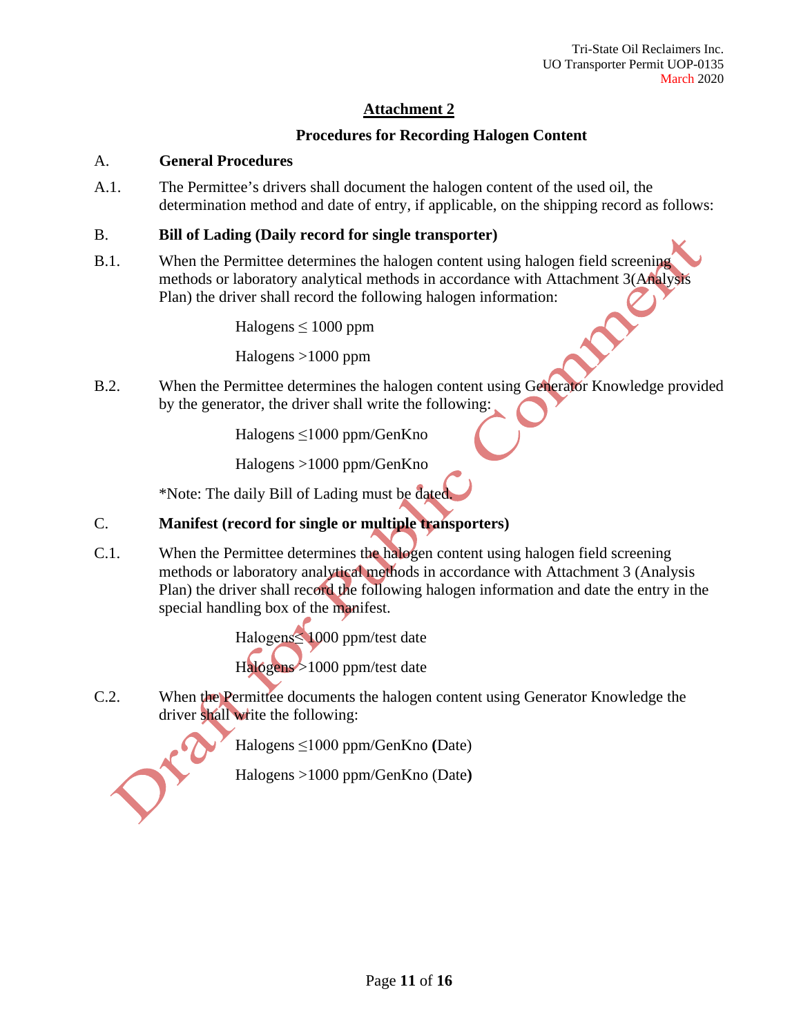# Attachment 2

## Procedures for Recording Halogen Content

A. **General Procedures**

A.1. The Permittee's drivers shall document the halogen content of the used oil, the determination method and date of entry, if applicable, on the shipping record as follows:

B. **Bill of Lading (Daily record for single transporter)**

B.1. When the Permittee determines the halogen content using halogen field screening methods or laboratory analytical methods in accordance with Attachment 3(Analysis Plan) the driver shall record the following halogen information:

Halogens ≤ 1000 ppm

Halogens >1000 ppm

B.2. When the Permittee determines the halogen content using Generator Knowledge provided by the generator, the driver shall write the following:

Halogens ≤1000 ppm/GenKno

Halogens >1000 ppm/GenKno

*Note: The daily Bill of Lading must be dated.

C. **Manifest (record for single or multiple transporters)**

C.1. When the Permittee determines the halogen content using halogen field screening methods or laboratory analytical methods in accordance with Attachment 3 (Analysis Plan) the driver shall record the following halogen information and date the entry in the special handling box of the manifest.

Halogens≤1000 ppm/test date

Halogens >1000 ppm/test date

C.2. When the Permittee documents the halogen content using Generator Knowledge the driver shall write the following:

Halogens ≤1000 ppm/GenKno **(**Date)

Halogens >1000 ppm/GenKno (Date**)**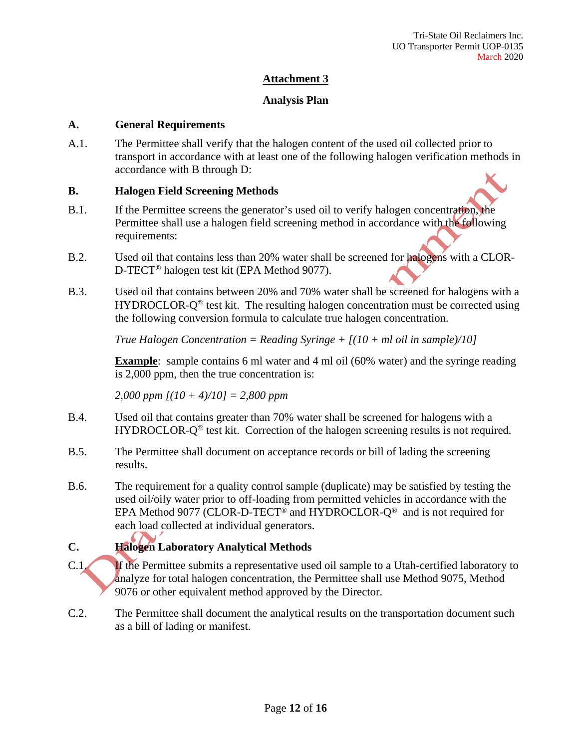## Attachment 3

### Analysis Plan

**A. General Requirements**

A.1. The Permittee shall verify that the halogen content of the used oil collected prior to transport in accordance with at least one of the following halogen verification methods in accordance with B through D:

**B. Halogen Field Screening Methods**

B.1. If the Permittee screens the generator's used oil to verify halogen concentration, the Permittee shall use a halogen field screening method in accordance with the following requirements:

B.2. Used oil that contains less than 20% water shall be screened for halogens with a CLOR-D-TECT® halogen test kit (EPA Method 9077).

B.3. Used oil that contains between 20% and 70% water shall be screened for halogens with a HYDROCLOR-Q® test kit. The resulting halogen concentration must be corrected using the following conversion formula to calculate true halogen concentration.

*True Halogen Concentration = Reading Syringe + [(10 + ml oil in sample)/10]*

**Example**: sample contains 6 ml water and 4 ml oil (60% water) and the syringe reading is 2,000 ppm, then the true concentration is:

*2,000 ppm [(10 + 4)/10] = 2,800 ppm*

B.4. Used oil that contains greater than 70% water shall be screened for halogens with a HYDROCLOR-Q® test kit. Correction of the halogen screening results is not required.

B.5. The Permittee shall document on acceptance records or bill of lading the screening results.

B.6. The requirement for a quality control sample (duplicate) may be satisfied by testing the used oil/oily water prior to off-loading from permitted vehicles in accordance with the EPA Method 9077 (CLOR-D-TECT® and HYDROCLOR-Q® and is not required for each load collected at individual generators.

**C. Halogen Laboratory Analytical Methods**

C.1. If the Permittee submits a representative used oil sample to a Utah-certified laboratory to analyze for total halogen concentration, the Permittee shall use Method 9075, Method 9076 or other equivalent method approved by the Director.

C.2. The Permittee shall document the analytical results on the transportation document such as a bill of lading or manifest.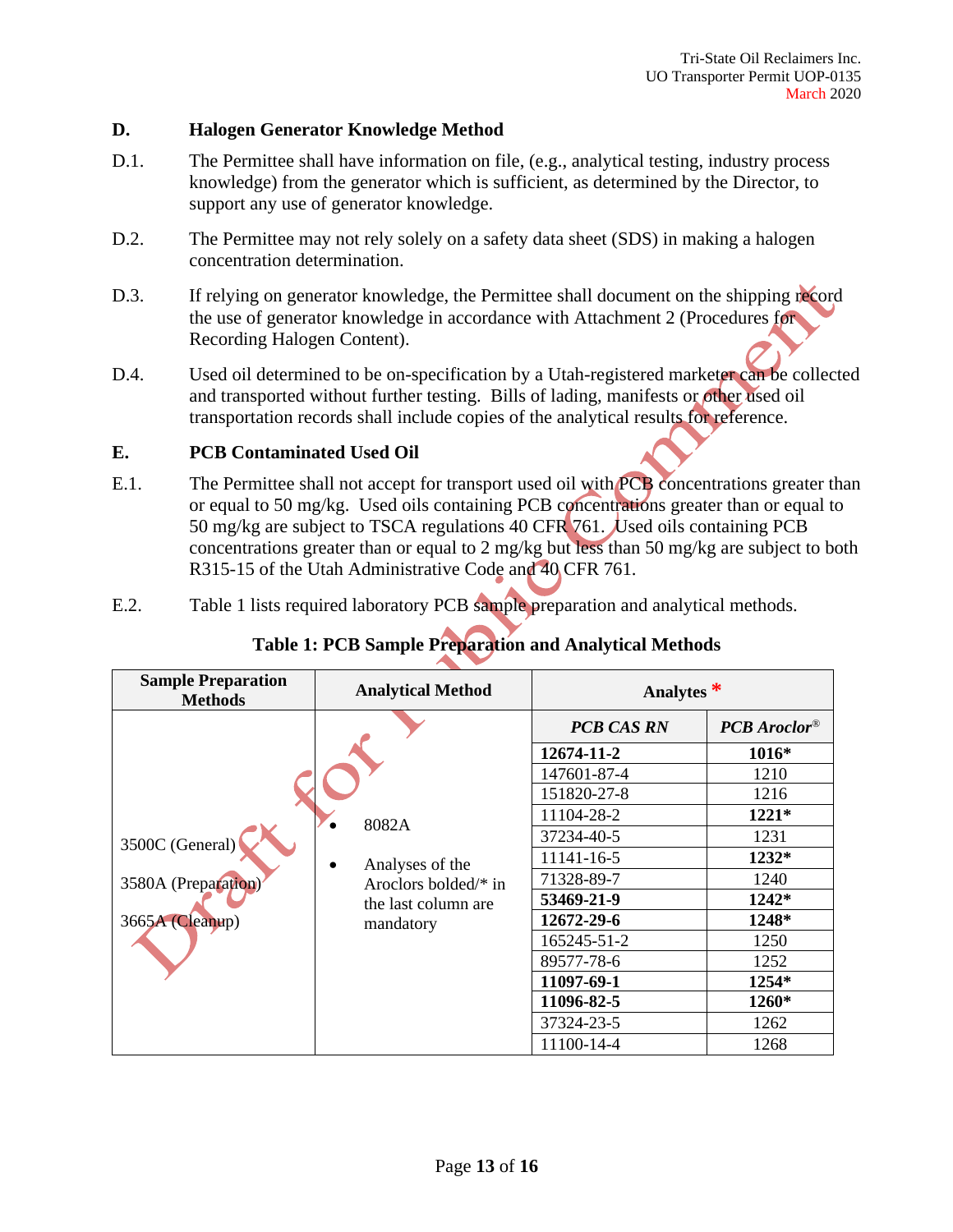## D. Halogen Generator Knowledge Method

D.1. The Permittee shall have information on file, (e.g., analytical testing, industry process knowledge) from the generator which is sufficient, as determined by the Director, to support any use of generator knowledge.

D.2. The Permittee may not rely solely on a safety data sheet (SDS) in making a halogen concentration determination.

D.3. If relying on generator knowledge, the Permittee shall document on the shipping record the use of generator knowledge in accordance with Attachment 2 (Procedures for Recording Halogen Content).

D.4. Used oil determined to be on-specification by a Utah-registered marketer can be collected and transported without further testing. Bills of lading, manifests or other used oil transportation records shall include copies of the analytical results for reference.

## E. PCB Contaminated Used Oil

E.1. The Permittee shall not accept for transport used oil with PCB concentrations greater than or equal to 50 mg/kg. Used oils containing PCB concentrations greater than or equal to 50 mg/kg are subject to TSCA regulations 40 CFR 761. Used oils containing PCB concentrations greater than or equal to 2 mg/kg but less than 50 mg/kg are subject to both R315-15 of the Utah Administrative Code and 40 CFR 761.

E.2. Table 1 lists required laboratory PCB sample preparation and analytical methods.

**Table 1: PCB Sample Preparation and Analytical Methods**

| Sample Preparation Methods | Analytical Method | Analytes * | |
|---|---|---|---|
| | | ***PCB CAS RN*** | ***PCB Aroclor®*** |
| 3500C (General)<br>3580A (Preparation)<br>3665A (Cleanup) | • 8082A<br>• Analyses of the Aroclors bolded/* in the last column are mandatory | **12674-11-2** | **1016*** |
| | | 147601-87-4 | 1210 |
| | | 151820-27-8 | 1216 |
| | | 11104-28-2 | **1221*** |
| | | 37234-40-5 | 1231 |
| | | 11141-16-5 | **1232*** |
| | | 71328-89-7 | 1240 |
| | | **53469-21-9** | **1242*** |
| | | **12672-29-6** | **1248*** |
| | | 165245-51-2 | 1250 |
| | | 89577-78-6 | 1252 |
| | | **11097-69-1** | **1254*** |
| | | **11096-82-5** | **1260*** |
| | | 37324-23-5 | 1262 |
| | | 11100-14-4 | 1268 |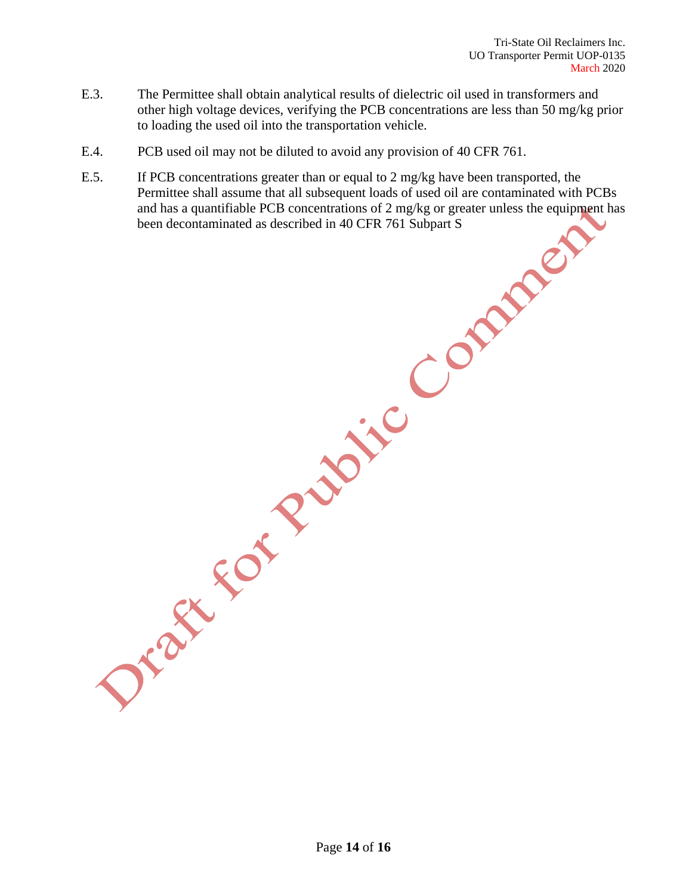E.3. The Permittee shall obtain analytical results of dielectric oil used in transformers and other high voltage devices, verifying the PCB concentrations are less than 50 mg/kg prior to loading the used oil into the transportation vehicle.

E.4. PCB used oil may not be diluted to avoid any provision of 40 CFR 761.

E.5. If PCB concentrations greater than or equal to 2 mg/kg have been transported, the Permittee shall assume that all subsequent loads of used oil are contaminated with PCBs and has a quantifiable PCB concentrations of 2 mg/kg or greater unless the equipment has been decontaminated as described in 40 CFR 761 Subpart S

Draft for Public Comment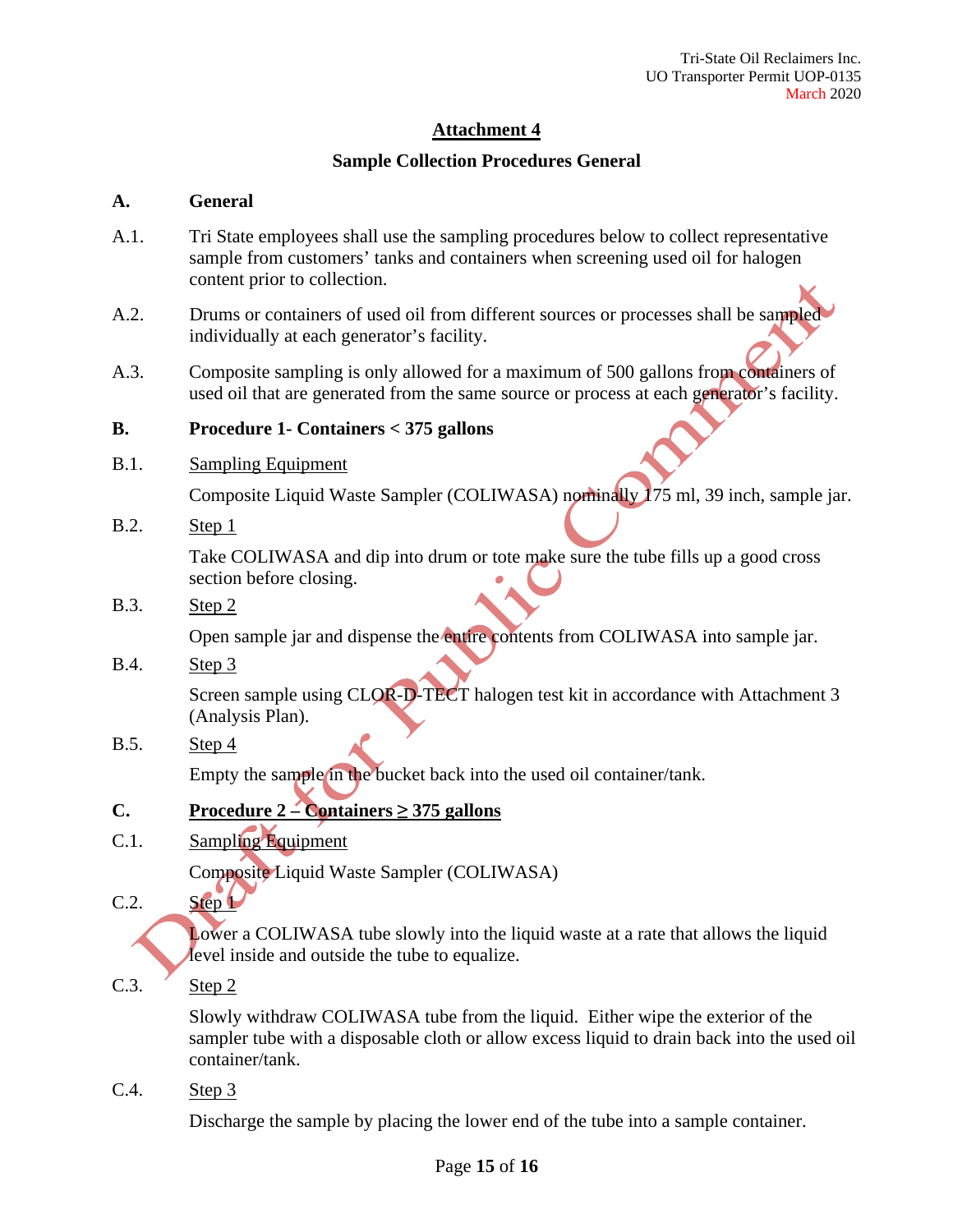## Attachment 4

### Sample Collection Procedures General

**A. General**

A.1. Tri State employees shall use the sampling procedures below to collect representative sample from customers' tanks and containers when screening used oil for halogen content prior to collection.

A.2. Drums or containers of used oil from different sources or processes shall be sampled individually at each generator's facility.

A.3. Composite sampling is only allowed for a maximum of 500 gallons from containers of used oil that are generated from the same source or process at each generator's facility.

**B. Procedure 1- Containers < 375 gallons**

B.1. Sampling Equipment

Composite Liquid Waste Sampler (COLIWASA) nominally 175 ml, 39 inch, sample jar.

B.2. Step 1

Take COLIWASA and dip into drum or tote make sure the tube fills up a good cross section before closing.

B.3. Step 2

Open sample jar and dispense the entire contents from COLIWASA into sample jar.

B.4. Step 3

Screen sample using CLOR-D-TECT halogen test kit in accordance with Attachment 3 (Analysis Plan).

B.5. Step 4

Empty the sample in the bucket back into the used oil container/tank.

**C. Procedure 2 – Containers ≥ 375 gallons**

C.1. Sampling Equipment

Composite Liquid Waste Sampler (COLIWASA)

C.2. Step 1

Lower a COLIWASA tube slowly into the liquid waste at a rate that allows the liquid level inside and outside the tube to equalize.

C.3. Step 2

Slowly withdraw COLIWASA tube from the liquid. Either wipe the exterior of the sampler tube with a disposable cloth or allow excess liquid to drain back into the used oil container/tank.

C.4. Step 3

Discharge the sample by placing the lower end of the tube into a sample container.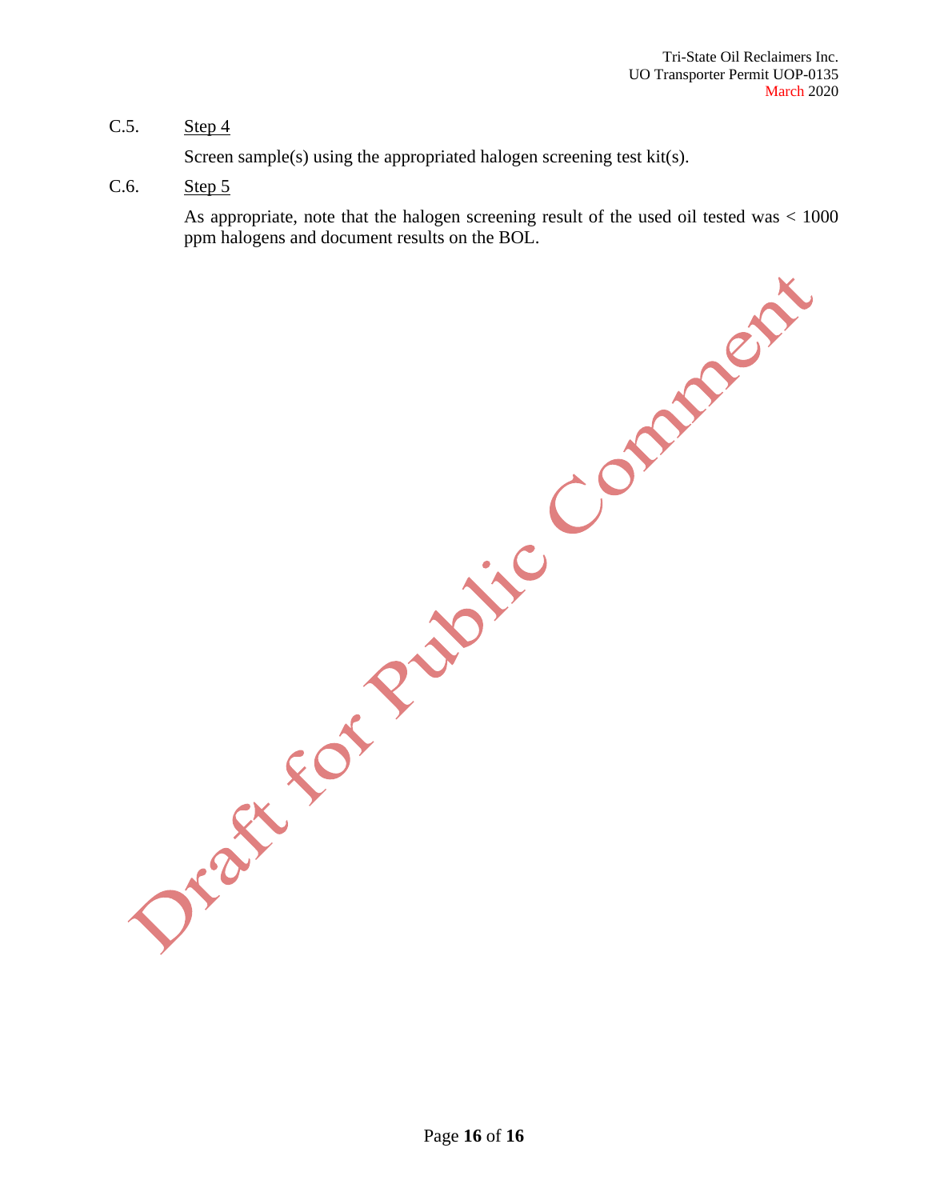C.5. Step 4

Screen sample(s) using the appropriated halogen screening test kit(s).

C.6. Step 5

As appropriate, note that the halogen screening result of the used oil tested was < 1000 ppm halogens and document results on the BOL.